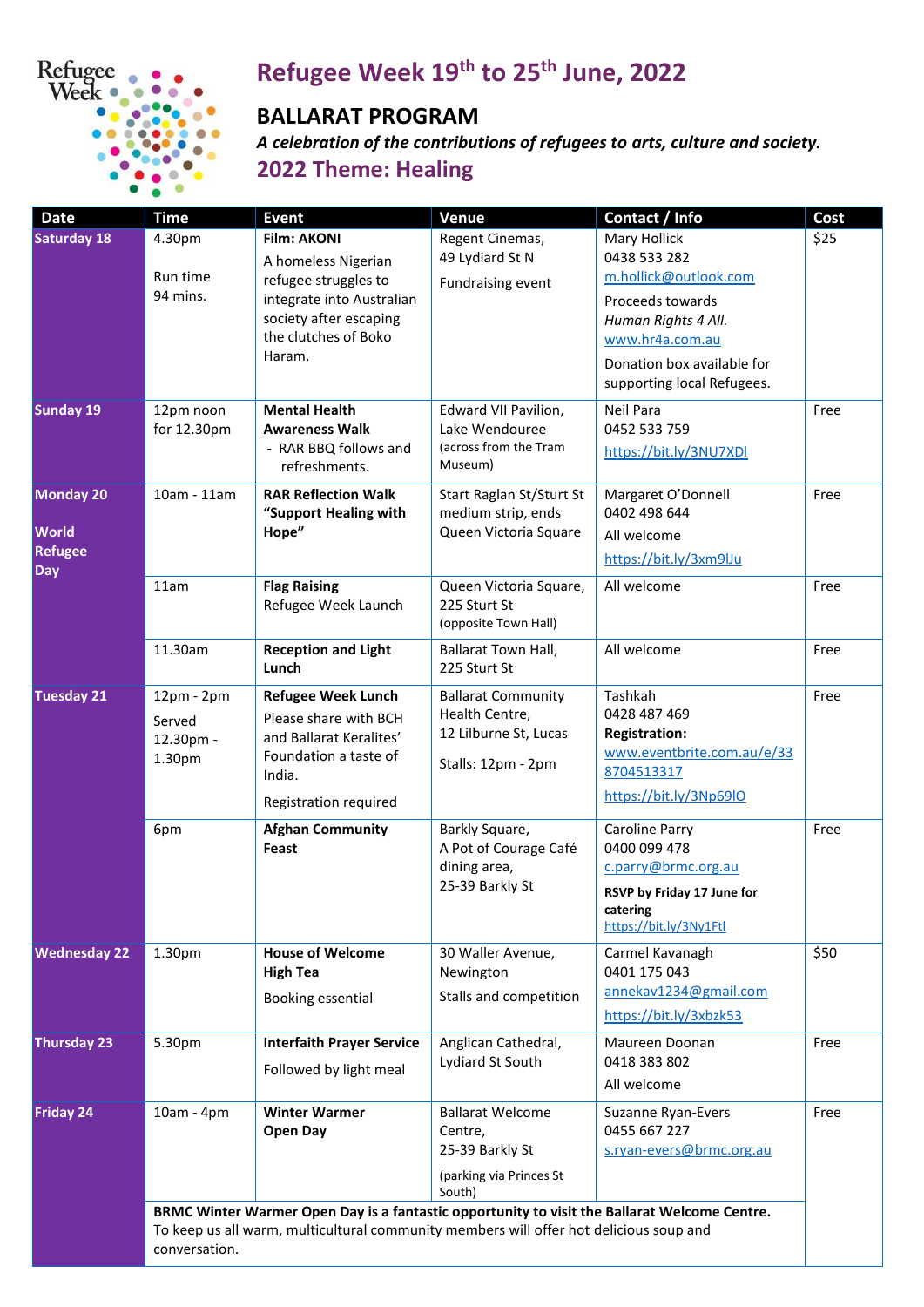# Refugee Week 19th to 25th June, 2022

## BALLARAT PROGRAM

***A celebration of the contributions of refugees to arts, culture and society.***

## 2022 Theme: Healing

| Date | Time | Event | Venue | Contact / Info | Cost |
|---|---|---|---|---|---|
| **Saturday 18** | 4.30pm<br><br>Run time 94 mins. | **Film: AKONI**<br>A homeless Nigerian refugee struggles to integrate into Australian society after escaping the clutches of Boko Haram. | Regent Cinemas, 49 Lydiard St N<br><br>Fundraising event | Mary Hollick<br>0438 533 282<br>m.hollick@outlook.com<br><br>Proceeds towards *Human Rights 4 All.*<br>www.hr4a.com.au<br><br>Donation box available for supporting local Refugees. | $25 |
| **Sunday 19** | 12pm noon for 12.30pm | **Mental Health Awareness Walk**<br>- RAR BBQ follows and refreshments. | Edward VII Pavilion, Lake Wendouree<br>(across from the Tram Museum) | Neil Para<br>0452 533 759<br>https://bit.ly/3NU7XDl | Free |
| **Monday 20**<br><br>**World Refugee Day** | 10am - 11am | **RAR Reflection Walk "Support Healing with Hope"** | Start Raglan St/Sturt St medium strip, ends Queen Victoria Square | Margaret O'Donnell<br>0402 498 644<br>All welcome<br>https://bit.ly/3xm9lJu | Free |
| | 11am | **Flag Raising**<br>Refugee Week Launch | Queen Victoria Square, 225 Sturt St<br>(opposite Town Hall) | All welcome | Free |
| | 11.30am | **Reception and Light Lunch** | Ballarat Town Hall, 225 Sturt St | All welcome | Free |
| **Tuesday 21** | 12pm - 2pm<br><br>Served 12.30pm - 1.30pm | **Refugee Week Lunch**<br>Please share with BCH and Ballarat Keralites' Foundation a taste of India.<br><br>Registration required | Ballarat Community Health Centre, 12 Lilburne St, Lucas<br><br>Stalls: 12pm - 2pm | Tashkah<br>0428 487 469<br>**Registration:**<br>www.eventbrite.com.au/e/338704513317<br>https://bit.ly/3Np69lO | Free |
| | 6pm | **Afghan Community Feast** | Barkly Square, A Pot of Courage Café dining area, 25-39 Barkly St | Caroline Parry<br>0400 099 478<br>c.parry@brmc.org.au<br>**RSVP by Friday 17 June for catering**<br>https://bit.ly/3Ny1Ftl | Free |
| **Wednesday 22** | 1.30pm | **House of Welcome High Tea**<br><br>Booking essential | 30 Waller Avenue, Newington<br><br>Stalls and competition | Carmel Kavanagh<br>0401 175 043<br>annekav1234@gmail.com<br>https://bit.ly/3xbzk53 | $50 |
| **Thursday 23** | 5.30pm | **Interfaith Prayer Service**<br><br>Followed by light meal | Anglican Cathedral, Lydiard St South | Maureen Doonan<br>0418 383 802<br>All welcome | Free |
| **Friday 24** | 10am - 4pm | **Winter Warmer Open Day** | Ballarat Welcome Centre, 25-39 Barkly St<br>(parking via Princes St South) | Suzanne Ryan-Evers<br>0455 667 227<br>s.ryan-evers@brmc.org.au | Free |
| | **BRMC Winter Warmer Open Day is a fantastic opportunity to visit the Ballarat Welcome Centre.** To keep us all warm, multicultural community members will offer hot delicious soup and conversation. | | | | |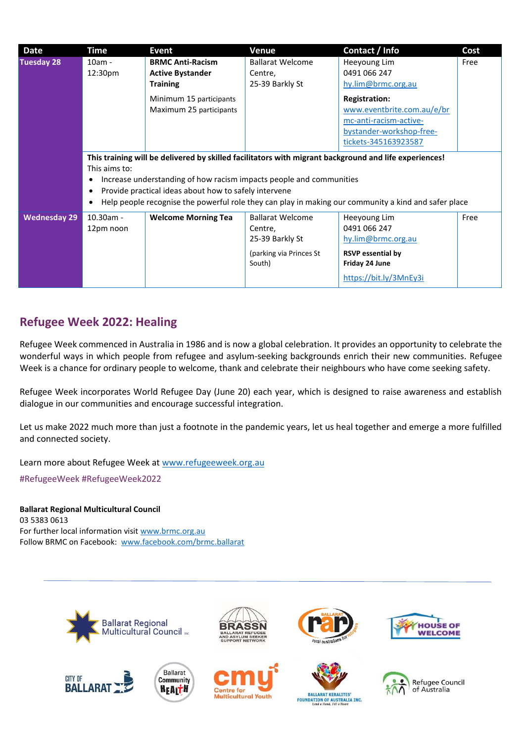| Date | Time | Event | Venue | Contact / Info | Cost |
|---|---|---|---|---|---|
| Tuesday 28 | 10am - 12:30pm | **BRMC Anti-Racism Active Bystander Training**<br><br>Minimum 15 participants<br>Maximum 25 participants | Ballarat Welcome Centre, 25-39 Barkly St | Heeyoung Lim<br>0491 066 247<br>hy.lim@brmc.org.au<br><br>**Registration:**<br>www.eventbrite.com.au/e/brmc-anti-racism-active-bystander-workshop-free-tickets-345163923587 | Free |
| | **This training will be delivered by skilled facilitators with migrant background and life experiences!**<br>This aims to:<br>• Increase understanding of how racism impacts people and communities<br>• Provide practical ideas about how to safely intervene<br>• Help people recognise the powerful role they can play in making our community a kind and safer place | | | | |
| Wednesday 29 | 10.30am - 12pm noon | **Welcome Morning Tea** | Ballarat Welcome Centre, 25-39 Barkly St<br><br>(parking via Princes St South) | Heeyoung Lim<br>0491 066 247<br>hy.lim@brmc.org.au<br><br>**RSVP essential by Friday 24 June**<br><br>https://bit.ly/3MnEy3i | Free |

## Refugee Week 2022: Healing

Refugee Week commenced in Australia in 1986 and is now a global celebration. It provides an opportunity to celebrate the wonderful ways in which people from refugee and asylum-seeking backgrounds enrich their new communities. Refugee Week is a chance for ordinary people to welcome, thank and celebrate their neighbours who have come seeking safety.

Refugee Week incorporates World Refugee Day (June 20) each year, which is designed to raise awareness and establish dialogue in our communities and encourage successful integration.

Let us make 2022 much more than just a footnote in the pandemic years, let us heal together and emerge a more fulfilled and connected society.

Learn more about Refugee Week at www.refugeeweek.org.au

#RefugeeWeek #RefugeeWeek2022

**Ballarat Regional Multicultural Council**
03 5383 0613
For further local information visit www.brmc.org.au
Follow BRMC on Facebook: www.facebook.com/brmc.ballarat